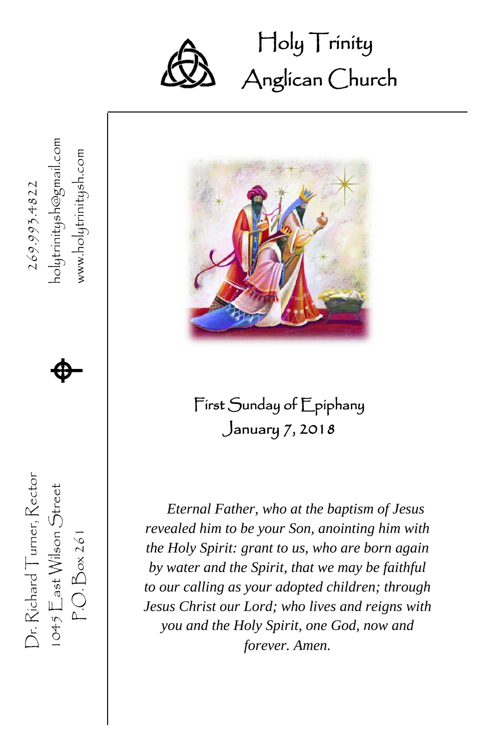# Holy Trinity Anglican Church

269.993.4822

holytrinitysh@gmail.com

www.holytrinitysh.com

Dr. Richard Turner, Rector

1045 East Wilson Street

P.O. Box 261

## First Sunday of Epiphany
## January 7, 2018

*Eternal Father, who at the baptism of Jesus revealed him to be your Son, anointing him with the Holy Spirit: grant to us, who are born again by water and the Spirit, that we may be faithful to our calling as your adopted children; through Jesus Christ our Lord; who lives and reigns with you and the Holy Spirit, one God, now and forever. Amen.*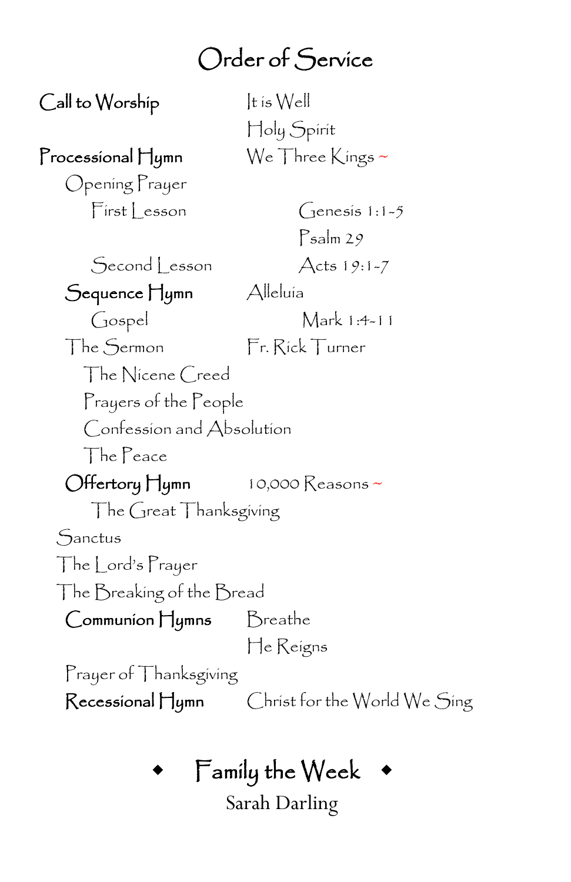# Order of Service

**Call to Worship** It is Well
Holy Spirit

**Processional Hymn** We Three Kings ~

Opening Prayer

First Lesson Genesis 1:1-5
Psalm 29

Second Lesson Acts 19:1-7

**Sequence Hymn** Alleluia

Gospel Mark 1:4-11

The Sermon Fr. Rick Turner

The Nicene Creed

Prayers of the People

Confession and Absolution

The Peace

**Offertory Hymn** 10,000 Reasons ~

The Great Thanksgiving

Sanctus

The Lord's Prayer

The Breaking of the Bread

**Communion Hymns** Breathe
He Reigns

Prayer of Thanksgiving

**Recessional Hymn** Christ for the World We Sing

## ◆ Family the Week ◆

Sarah Darling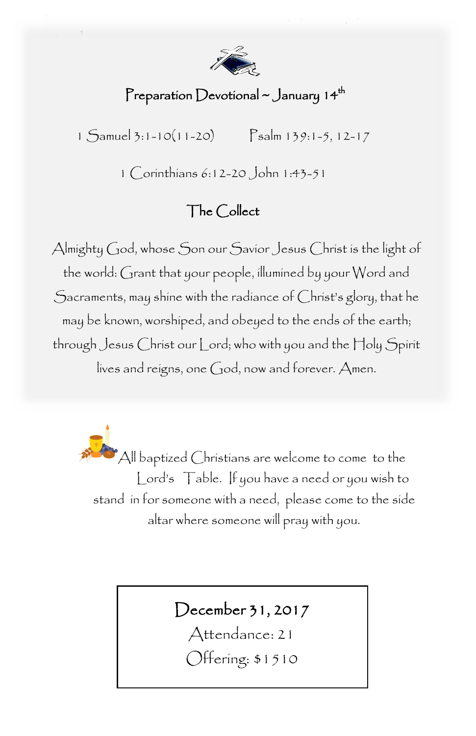## Preparation Devotional ~ January 14th

1 Samuel 3:1-10(11-20) Psalm 139:1-5, 12-17

1 Corinthians 6:12-20 John 1:43-51

### The Collect

Almighty God, whose Son our Savior Jesus Christ is the light of the world: Grant that your people, illumined by your Word and Sacraments, may shine with the radiance of Christ's glory, that he may be known, worshiped, and obeyed to the ends of the earth; through Jesus Christ our Lord; who with you and the Holy Spirit lives and reigns, one God, now and forever. Amen.

All baptized Christians are welcome to come to the Lord's Table. If you have a need or you wish to stand in for someone with a need, please come to the side altar where someone will pray with you.

**December 31, 2017**
Attendance: 21
Offering: $1510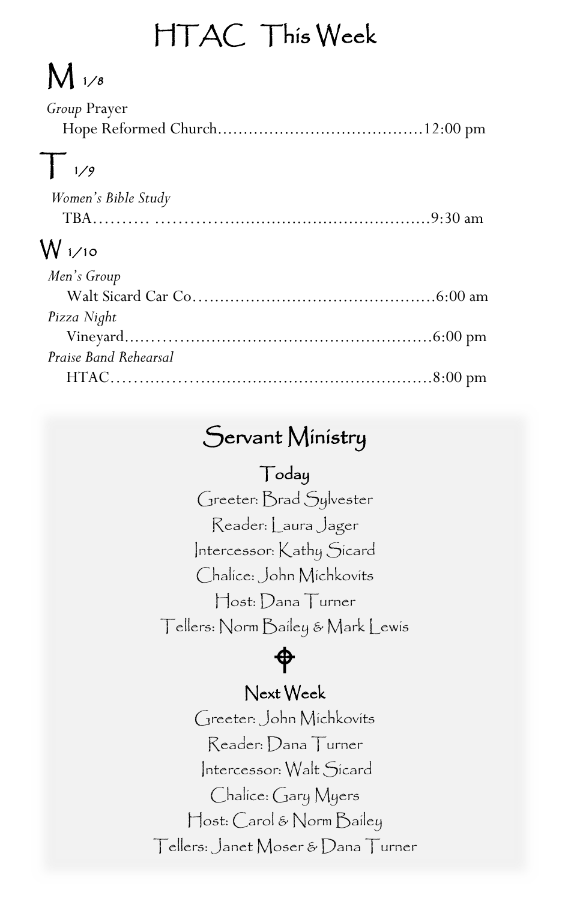# HTAC This Week

## M 1/8

*Group* Prayer

Hope Reformed Church……………………………………12:00 pm

## T 1/9

*Women's Bible Study*

TBA………. ……………………………………………9:30 am

## W 1/10

*Men's Group*

Walt Sicard Car Co………………………………………6:00 am

*Pizza Night*

Vineyard…………………………………………………6:00 pm

*Praise Band Rehearsal*

HTAC……………………………………………………8:00 pm

## Servant Ministry

### Today

Greeter: Brad Sylvester

Reader: Laura Jager

Intercessor: Kathy Sicard

Chalice: John Michkovits

Host: Dana Turner

Tellers: Norm Bailey & Mark Lewis

### Next Week

Greeter: John Michkovits

Reader: Dana Turner

Intercessor: Walt Sicard

Chalice: Gary Myers

Host: Carol & Norm Bailey

Tellers: Janet Moser & Dana Turner